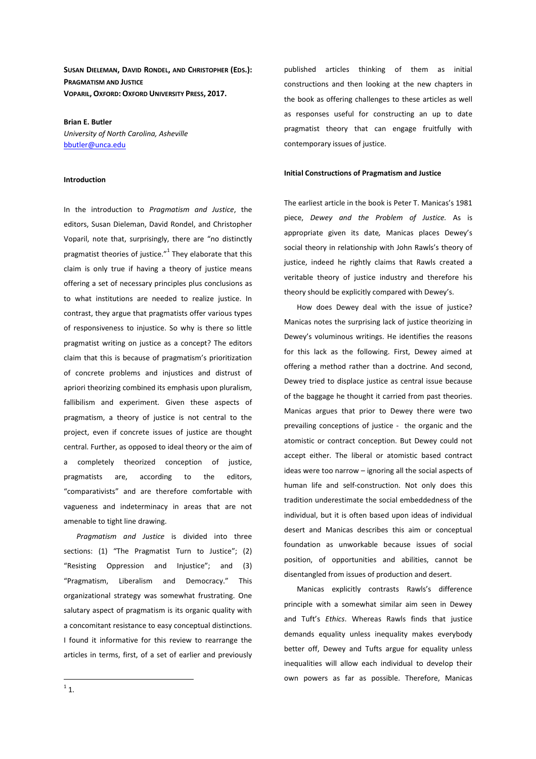**SUSAN DIELEMAN, DAVID RONDEL, AND CHRISTOPHER (EDS.): PRAGMATISM AND JUSTICE**
**VOPARIL, OXFORD: OXFORD UNIVERSITY PRESS, 2017.**

**Brian E. Butler**
*University of North Carolina, Asheville*
bbutler@unca.edu

**Introduction**

In the introduction to *Pragmatism and Justice*, the editors, Susan Dieleman, David Rondel, and Christopher Voparil, note that, surprisingly, there are "no distinctly pragmatist theories of justice."[1] They elaborate that this claim is only true if having a theory of justice means offering a set of necessary principles plus conclusions as to what institutions are needed to realize justice. In contrast, they argue that pragmatists offer various types of responsiveness to injustice. So why is there so little pragmatist writing on justice as a concept? The editors claim that this is because of pragmatism's prioritization of concrete problems and injustices and distrust of apriori theorizing combined its emphasis upon pluralism, fallibilism and experiment. Given these aspects of pragmatism, a theory of justice is not central to the project, even if concrete issues of justice are thought central. Further, as opposed to ideal theory or the aim of a completely theorized conception of justice, pragmatists are, according to the editors, "comparativists" and are therefore comfortable with vagueness and indeterminacy in areas that are not amenable to tight line drawing.

*Pragmatism and Justice* is divided into three sections: (1) "The Pragmatist Turn to Justice"; (2) "Resisting Oppression and Injustice"; and (3) "Pragmatism, Liberalism and Democracy." This organizational strategy was somewhat frustrating. One salutary aspect of pragmatism is its organic quality with a concomitant resistance to easy conceptual distinctions. I found it informative for this review to rearrange the articles in terms, first, of a set of earlier and previously published articles thinking of them as initial constructions and then looking at the new chapters in the book as offering challenges to these articles as well as responses useful for constructing an up to date pragmatist theory that can engage fruitfully with contemporary issues of justice.

**Initial Constructions of Pragmatism and Justice**

The earliest article in the book is Peter T. Manicas's 1981 piece, *Dewey and the Problem of Justice.* As is appropriate given its date, Manicas places Dewey's social theory in relationship with John Rawls's theory of justice, indeed he rightly claims that Rawls created a veritable theory of justice industry and therefore his theory should be explicitly compared with Dewey's.

How does Dewey deal with the issue of justice? Manicas notes the surprising lack of justice theorizing in Dewey's voluminous writings. He identifies the reasons for this lack as the following. First, Dewey aimed at offering a method rather than a doctrine. And second, Dewey tried to displace justice as central issue because of the baggage he thought it carried from past theories. Manicas argues that prior to Dewey there were two prevailing conceptions of justice - the organic and the atomistic or contract conception. But Dewey could not accept either. The liberal or atomistic based contract ideas were too narrow – ignoring all the social aspects of human life and self-construction. Not only does this tradition underestimate the social embeddedness of the individual, but it is often based upon ideas of individual desert and Manicas describes this aim or conceptual foundation as unworkable because issues of social position, of opportunities and abilities, cannot be disentangled from issues of production and desert.

Manicas explicitly contrasts Rawls's difference principle with a somewhat similar aim seen in Dewey and Tuft's *Ethics*. Whereas Rawls finds that justice demands equality unless inequality makes everybody better off, Dewey and Tufts argue for equality unless inequalities will allow each individual to develop their own powers as far as possible. Therefore, Manicas

[1] 1.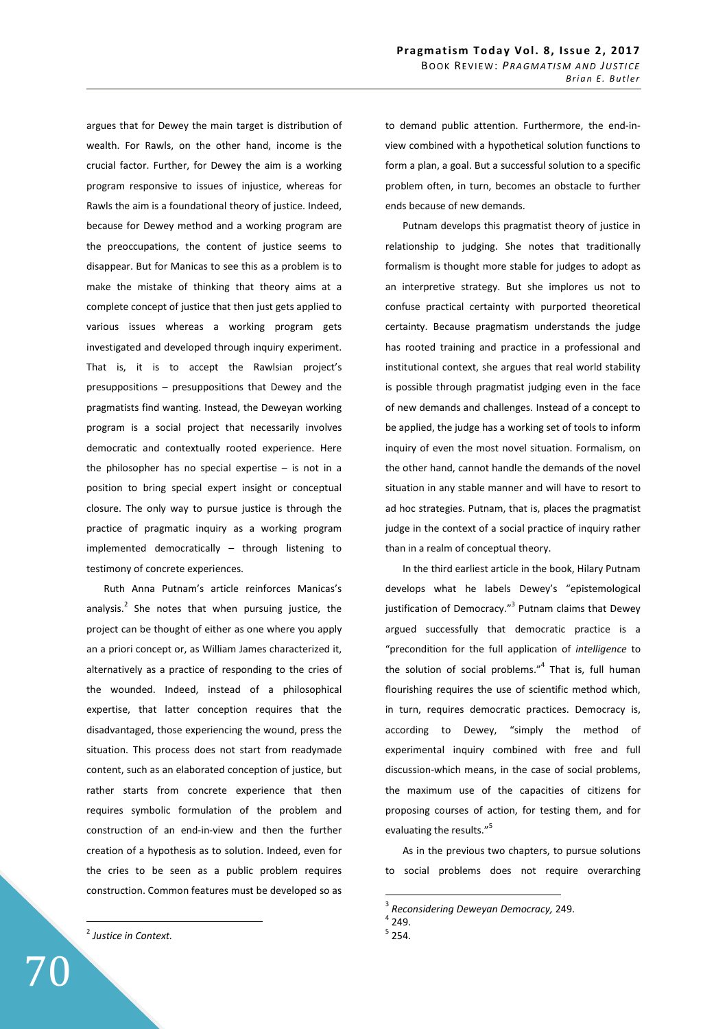argues that for Dewey the main target is distribution of wealth. For Rawls, on the other hand, income is the crucial factor. Further, for Dewey the aim is a working program responsive to issues of injustice, whereas for Rawls the aim is a foundational theory of justice. Indeed, because for Dewey method and a working program are the preoccupations, the content of justice seems to disappear. But for Manicas to see this as a problem is to make the mistake of thinking that theory aims at a complete concept of justice that then just gets applied to various issues whereas a working program gets investigated and developed through inquiry experiment. That is, it is to accept the Rawlsian project's presuppositions – presuppositions that Dewey and the pragmatists find wanting. Instead, the Deweyan working program is a social project that necessarily involves democratic and contextually rooted experience. Here the philosopher has no special expertise – is not in a position to bring special expert insight or conceptual closure. The only way to pursue justice is through the practice of pragmatic inquiry as a working program implemented democratically – through listening to testimony of concrete experiences.

Ruth Anna Putnam's article reinforces Manicas's analysis.[2] She notes that when pursuing justice, the project can be thought of either as one where you apply an a priori concept or, as William James characterized it, alternatively as a practice of responding to the cries of the wounded. Indeed, instead of a philosophical expertise, that latter conception requires that the disadvantaged, those experiencing the wound, press the situation. This process does not start from readymade content, such as an elaborated conception of justice, but rather starts from concrete experience that then requires symbolic formulation of the problem and construction of an end-in-view and then the further creation of a hypothesis as to solution. Indeed, even for the cries to be seen as a public problem requires construction. Common features must be developed so as to demand public attention. Furthermore, the end-in-view combined with a hypothetical solution functions to form a plan, a goal. But a successful solution to a specific problem often, in turn, becomes an obstacle to further ends because of new demands.

Putnam develops this pragmatist theory of justice in relationship to judging. She notes that traditionally formalism is thought more stable for judges to adopt as an interpretive strategy. But she implores us not to confuse practical certainty with purported theoretical certainty. Because pragmatism understands the judge has rooted training and practice in a professional and institutional context, she argues that real world stability is possible through pragmatist judging even in the face of new demands and challenges. Instead of a concept to be applied, the judge has a working set of tools to inform inquiry of even the most novel situation. Formalism, on the other hand, cannot handle the demands of the novel situation in any stable manner and will have to resort to ad hoc strategies. Putnam, that is, places the pragmatist judge in the context of a social practice of inquiry rather than in a realm of conceptual theory.

In the third earliest article in the book, Hilary Putnam develops what he labels Dewey's "epistemological justification of Democracy."[3] Putnam claims that Dewey argued successfully that democratic practice is a "precondition for the full application of *intelligence* to the solution of social problems."[4] That is, full human flourishing requires the use of scientific method which, in turn, requires democratic practices. Democracy is, according to Dewey, "simply the method of experimental inquiry combined with free and full discussion-which means, in the case of social problems, the maximum use of the capacities of citizens for proposing courses of action, for testing them, and for evaluating the results."[5]

As in the previous two chapters, to pursue solutions to social problems does not require overarching

---

[2] *Justice in Context.*

[3] *Reconsidering Deweyan Democracy,* 249.

[4] 249.

[5] 254.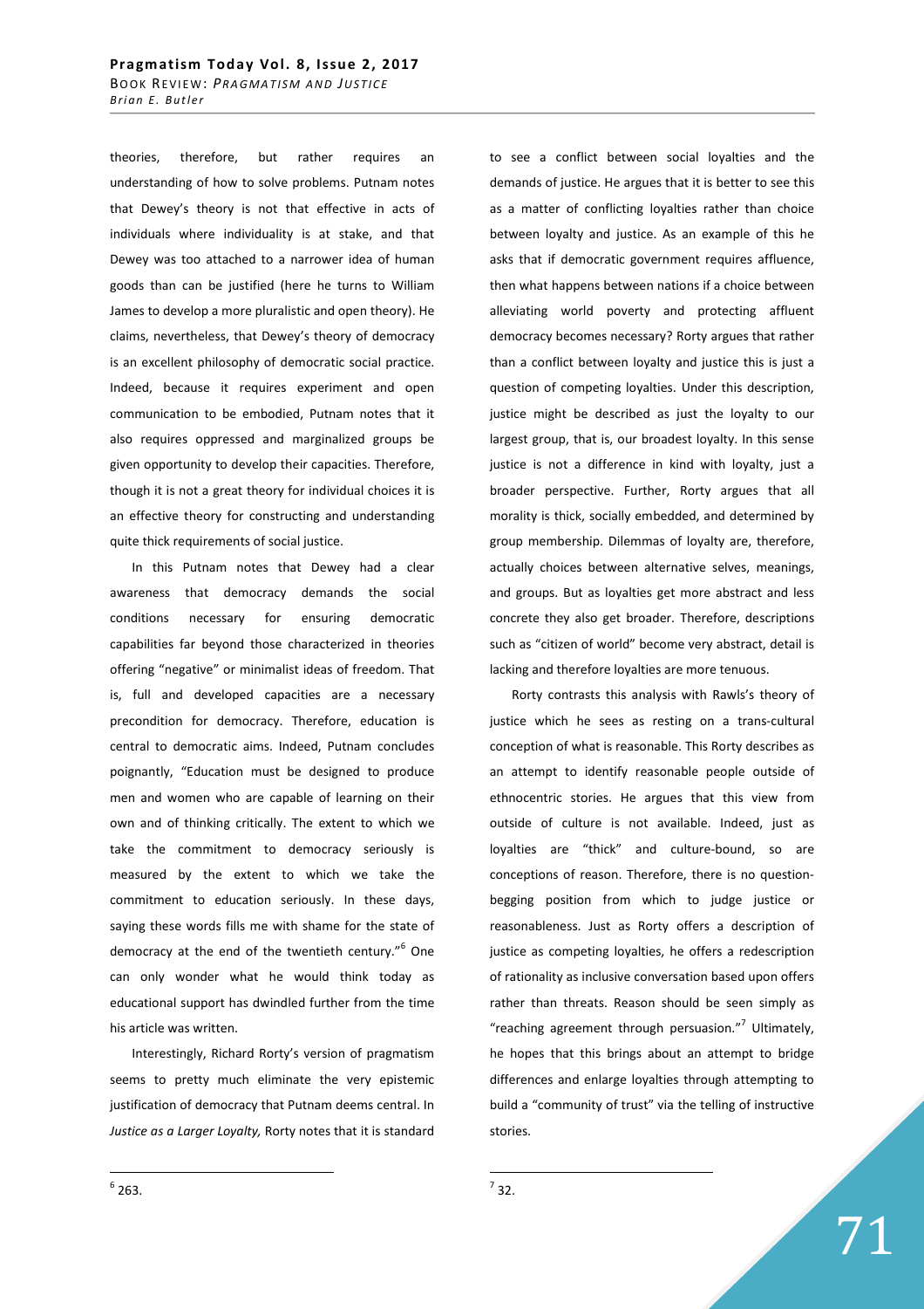theories, therefore, but rather requires an understanding of how to solve problems. Putnam notes that Dewey's theory is not that effective in acts of individuals where individuality is at stake, and that Dewey was too attached to a narrower idea of human goods than can be justified (here he turns to William James to develop a more pluralistic and open theory). He claims, nevertheless, that Dewey's theory of democracy is an excellent philosophy of democratic social practice. Indeed, because it requires experiment and open communication to be embodied, Putnam notes that it also requires oppressed and marginalized groups be given opportunity to develop their capacities. Therefore, though it is not a great theory for individual choices it is an effective theory for constructing and understanding quite thick requirements of social justice.

In this Putnam notes that Dewey had a clear awareness that democracy demands the social conditions necessary for ensuring democratic capabilities far beyond those characterized in theories offering "negative" or minimalist ideas of freedom. That is, full and developed capacities are a necessary precondition for democracy. Therefore, education is central to democratic aims. Indeed, Putnam concludes poignantly, "Education must be designed to produce men and women who are capable of learning on their own and of thinking critically. The extent to which we take the commitment to democracy seriously is measured by the extent to which we take the commitment to education seriously. In these days, saying these words fills me with shame for the state of democracy at the end of the twentieth century."[6] One can only wonder what he would think today as educational support has dwindled further from the time his article was written.

Interestingly, Richard Rorty's version of pragmatism seems to pretty much eliminate the very epistemic justification of democracy that Putnam deems central. In *Justice as a Larger Loyalty,* Rorty notes that it is standard to see a conflict between social loyalties and the demands of justice. He argues that it is better to see this as a matter of conflicting loyalties rather than choice between loyalty and justice. As an example of this he asks that if democratic government requires affluence, then what happens between nations if a choice between alleviating world poverty and protecting affluent democracy becomes necessary? Rorty argues that rather than a conflict between loyalty and justice this is just a question of competing loyalties. Under this description, justice might be described as just the loyalty to our largest group, that is, our broadest loyalty. In this sense justice is not a difference in kind with loyalty, just a broader perspective. Further, Rorty argues that all morality is thick, socially embedded, and determined by group membership. Dilemmas of loyalty are, therefore, actually choices between alternative selves, meanings, and groups. But as loyalties get more abstract and less concrete they also get broader. Therefore, descriptions such as "citizen of world" become very abstract, detail is lacking and therefore loyalties are more tenuous.

Rorty contrasts this analysis with Rawls's theory of justice which he sees as resting on a trans-cultural conception of what is reasonable. This Rorty describes as an attempt to identify reasonable people outside of ethnocentric stories. He argues that this view from outside of culture is not available. Indeed, just as loyalties are "thick" and culture-bound, so are conceptions of reason. Therefore, there is no question-begging position from which to judge justice or reasonableness. Just as Rorty offers a description of justice as competing loyalties, he offers a redescription of rationality as inclusive conversation based upon offers rather than threats. Reason should be seen simply as "reaching agreement through persuasion."[7] Ultimately, he hopes that this brings about an attempt to bridge differences and enlarge loyalties through attempting to build a "community of trust" via the telling of instructive stories.

---

[6] 263.

[7] 32.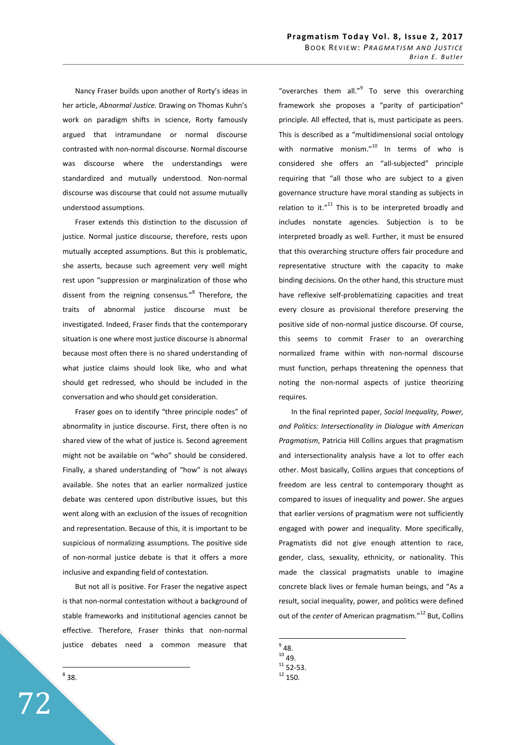Nancy Fraser builds upon another of Rorty's ideas in her article, *Abnormal Justice.* Drawing on Thomas Kuhn's work on paradigm shifts in science, Rorty famously argued that intramundane or normal discourse contrasted with non-normal discourse. Normal discourse was discourse where the understandings were standardized and mutually understood. Non-normal discourse was discourse that could not assume mutually understood assumptions.

Fraser extends this distinction to the discussion of justice. Normal justice discourse, therefore, rests upon mutually accepted assumptions. But this is problematic, she asserts, because such agreement very well might rest upon "suppression or marginalization of those who dissent from the reigning consensus."[8] Therefore, the traits of abnormal justice discourse must be investigated. Indeed, Fraser finds that the contemporary situation is one where most justice discourse is abnormal because most often there is no shared understanding of what justice claims should look like, who and what should get redressed, who should be included in the conversation and who should get consideration.

Fraser goes on to identify "three principle nodes" of abnormality in justice discourse. First, there often is no shared view of the what of justice is. Second agreement might not be available on "who" should be considered. Finally, a shared understanding of "how" is not always available. She notes that an earlier normalized justice debate was centered upon distributive issues, but this went along with an exclusion of the issues of recognition and representation. Because of this, it is important to be suspicious of normalizing assumptions. The positive side of non-normal justice debate is that it offers a more inclusive and expanding field of contestation.

But not all is positive. For Fraser the negative aspect is that non-normal contestation without a background of stable frameworks and institutional agencies cannot be effective. Therefore, Fraser thinks that non-normal justice debates need a common measure that "overarches them all."[9] To serve this overarching framework she proposes a "parity of participation" principle. All effected, that is, must participate as peers. This is described as a "multidimensional social ontology with normative monism."[10] In terms of who is considered she offers an "all-subjected" principle requiring that "all those who are subject to a given governance structure have moral standing as subjects in relation to it."[11] This is to be interpreted broadly and includes nonstate agencies. Subjection is to be interpreted broadly as well. Further, it must be ensured that this overarching structure offers fair procedure and representative structure with the capacity to make binding decisions. On the other hand, this structure must have reflexive self-problematizing capacities and treat every closure as provisional therefore preserving the positive side of non-normal justice discourse. Of course, this seems to commit Fraser to an overarching normalized frame within with non-normal discourse must function, perhaps threatening the openness that noting the non-normal aspects of justice theorizing requires.

In the final reprinted paper, *Social Inequality, Power, and Politics: Intersectionality in Dialogue with American Pragmatism*, Patricia Hill Collins argues that pragmatism and intersectionality analysis have a lot to offer each other. Most basically, Collins argues that conceptions of freedom are less central to contemporary thought as compared to issues of inequality and power. She argues that earlier versions of pragmatism were not sufficiently engaged with power and inequality. More specifically, Pragmatists did not give enough attention to race, gender, class, sexuality, ethnicity, or nationality. This made the classical pragmatists unable to imagine concrete black lives or female human beings, and "As a result, social inequality, power, and politics were defined out of the *center* of American pragmatism."[12] But, Collins

---

[8] 38.

[9] 48.

[10] 49.

[11] 52-53.

[12] 150.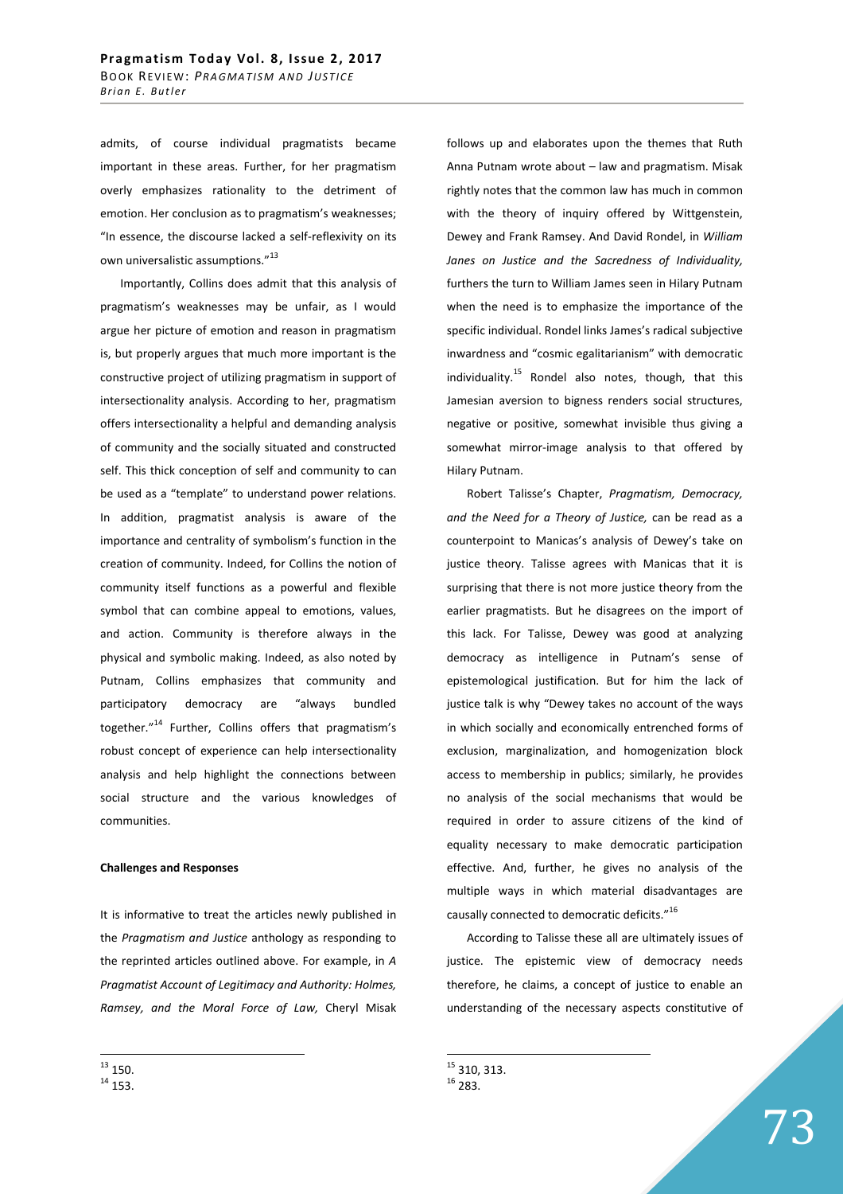admits, of course individual pragmatists became important in these areas. Further, for her pragmatism overly emphasizes rationality to the detriment of emotion. Her conclusion as to pragmatism's weaknesses; "In essence, the discourse lacked a self-reflexivity on its own universalistic assumptions."[13]

Importantly, Collins does admit that this analysis of pragmatism's weaknesses may be unfair, as I would argue her picture of emotion and reason in pragmatism is, but properly argues that much more important is the constructive project of utilizing pragmatism in support of intersectionality analysis. According to her, pragmatism offers intersectionality a helpful and demanding analysis of community and the socially situated and constructed self. This thick conception of self and community to can be used as a "template" to understand power relations. In addition, pragmatist analysis is aware of the importance and centrality of symbolism's function in the creation of community. Indeed, for Collins the notion of community itself functions as a powerful and flexible symbol that can combine appeal to emotions, values, and action. Community is therefore always in the physical and symbolic making. Indeed, as also noted by Putnam, Collins emphasizes that community and participatory democracy are "always bundled together."[14] Further, Collins offers that pragmatism's robust concept of experience can help intersectionality analysis and help highlight the connections between social structure and the various knowledges of communities.

**Challenges and Responses**

It is informative to treat the articles newly published in the *Pragmatism and Justice* anthology as responding to the reprinted articles outlined above. For example, in *A Pragmatist Account of Legitimacy and Authority: Holmes, Ramsey, and the Moral Force of Law,* Cheryl Misak follows up and elaborates upon the themes that Ruth Anna Putnam wrote about – law and pragmatism. Misak rightly notes that the common law has much in common with the theory of inquiry offered by Wittgenstein, Dewey and Frank Ramsey. And David Rondel, in *William Janes on Justice and the Sacredness of Individuality,* furthers the turn to William James seen in Hilary Putnam when the need is to emphasize the importance of the specific individual. Rondel links James's radical subjective inwardness and "cosmic egalitarianism" with democratic individuality.[15] Rondel also notes, though, that this Jamesian aversion to bigness renders social structures, negative or positive, somewhat invisible thus giving a somewhat mirror-image analysis to that offered by Hilary Putnam.

Robert Talisse's Chapter, *Pragmatism, Democracy, and the Need for a Theory of Justice,* can be read as a counterpoint to Manicas's analysis of Dewey's take on justice theory. Talisse agrees with Manicas that it is surprising that there is not more justice theory from the earlier pragmatists. But he disagrees on the import of this lack. For Talisse, Dewey was good at analyzing democracy as intelligence in Putnam's sense of epistemological justification. But for him the lack of justice talk is why "Dewey takes no account of the ways in which socially and economically entrenched forms of exclusion, marginalization, and homogenization block access to membership in publics; similarly, he provides no analysis of the social mechanisms that would be required in order to assure citizens of the kind of equality necessary to make democratic participation effective. And, further, he gives no analysis of the multiple ways in which material disadvantages are causally connected to democratic deficits."[16]

According to Talisse these all are ultimately issues of justice. The epistemic view of democracy needs therefore, he claims, a concept of justice to enable an understanding of the necessary aspects constitutive of

---

[13] 150.
[14] 153.
[15] 310, 313.
[16] 283.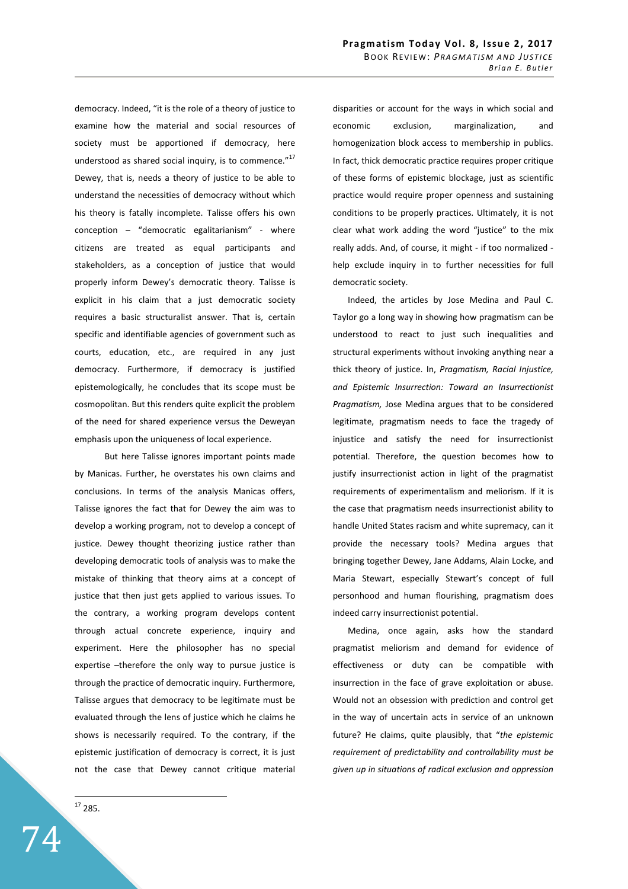democracy. Indeed, "it is the role of a theory of justice to examine how the material and social resources of society must be apportioned if democracy, here understood as shared social inquiry, is to commence."[17] Dewey, that is, needs a theory of justice to be able to understand the necessities of democracy without which his theory is fatally incomplete. Talisse offers his own conception – "democratic egalitarianism" - where citizens are treated as equal participants and stakeholders, as a conception of justice that would properly inform Dewey's democratic theory. Talisse is explicit in his claim that a just democratic society requires a basic structuralist answer. That is, certain specific and identifiable agencies of government such as courts, education, etc., are required in any just democracy. Furthermore, if democracy is justified epistemologically, he concludes that its scope must be cosmopolitan. But this renders quite explicit the problem of the need for shared experience versus the Deweyan emphasis upon the uniqueness of local experience.

But here Talisse ignores important points made by Manicas. Further, he overstates his own claims and conclusions. In terms of the analysis Manicas offers, Talisse ignores the fact that for Dewey the aim was to develop a working program, not to develop a concept of justice. Dewey thought theorizing justice rather than developing democratic tools of analysis was to make the mistake of thinking that theory aims at a concept of justice that then just gets applied to various issues. To the contrary, a working program develops content through actual concrete experience, inquiry and experiment. Here the philosopher has no special expertise –therefore the only way to pursue justice is through the practice of democratic inquiry. Furthermore, Talisse argues that democracy to be legitimate must be evaluated through the lens of justice which he claims he shows is necessarily required. To the contrary, if the epistemic justification of democracy is correct, it is just not the case that Dewey cannot critique material disparities or account for the ways in which social and economic exclusion, marginalization, and homogenization block access to membership in publics. In fact, thick democratic practice requires proper critique of these forms of epistemic blockage, just as scientific practice would require proper openness and sustaining conditions to be properly practices. Ultimately, it is not clear what work adding the word "justice" to the mix really adds. And, of course, it might - if too normalized - help exclude inquiry in to further necessities for full democratic society.

Indeed, the articles by Jose Medina and Paul C. Taylor go a long way in showing how pragmatism can be understood to react to just such inequalities and structural experiments without invoking anything near a thick theory of justice. In, *Pragmatism, Racial Injustice, and Epistemic Insurrection: Toward an Insurrectionist Pragmatism,* Jose Medina argues that to be considered legitimate, pragmatism needs to face the tragedy of injustice and satisfy the need for insurrectionist potential. Therefore, the question becomes how to justify insurrectionist action in light of the pragmatist requirements of experimentalism and meliorism. If it is the case that pragmatism needs insurrectionist ability to handle United States racism and white supremacy, can it provide the necessary tools? Medina argues that bringing together Dewey, Jane Addams, Alain Locke, and Maria Stewart, especially Stewart's concept of full personhood and human flourishing, pragmatism does indeed carry insurrectionist potential.

Medina, once again, asks how the standard pragmatist meliorism and demand for evidence of effectiveness or duty can be compatible with insurrection in the face of grave exploitation or abuse. Would not an obsession with prediction and control get in the way of uncertain acts in service of an unknown future? He claims, quite plausibly, that "*the epistemic requirement of predictability and controllability must be given up in situations of radical exclusion and oppression*

---

[17] 285.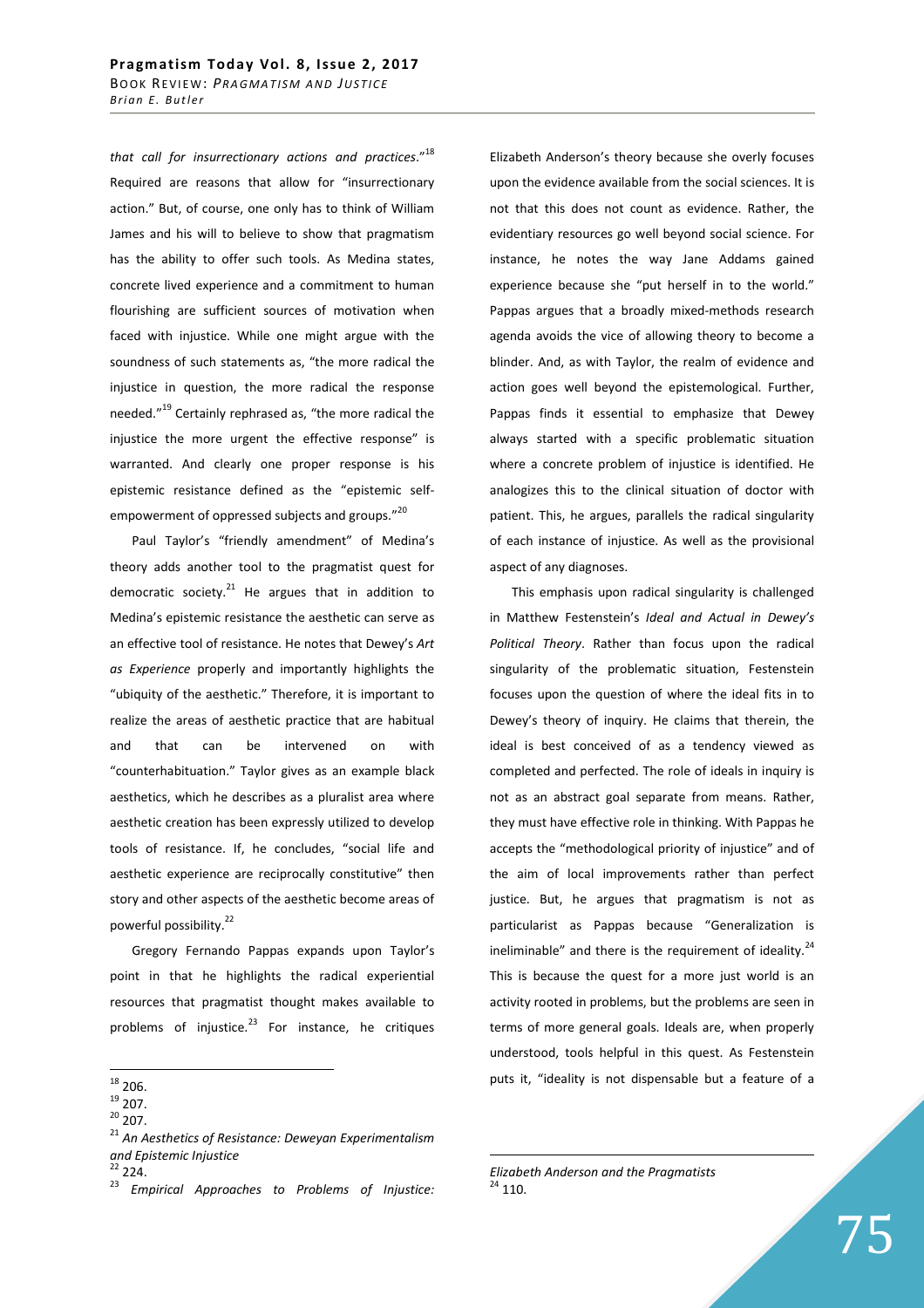*that call for insurrectionary actions and practices*."[18] Required are reasons that allow for "insurrectionary action." But, of course, one only has to think of William James and his will to believe to show that pragmatism has the ability to offer such tools. As Medina states, concrete lived experience and a commitment to human flourishing are sufficient sources of motivation when faced with injustice. While one might argue with the soundness of such statements as, "the more radical the injustice in question, the more radical the response needed."[19] Certainly rephrased as, "the more radical the injustice the more urgent the effective response" is warranted. And clearly one proper response is his epistemic resistance defined as the "epistemic self-empowerment of oppressed subjects and groups."[20]

Paul Taylor's "friendly amendment" of Medina's theory adds another tool to the pragmatist quest for democratic society.[21] He argues that in addition to Medina's epistemic resistance the aesthetic can serve as an effective tool of resistance. He notes that Dewey's *Art as Experience* properly and importantly highlights the "ubiquity of the aesthetic." Therefore, it is important to realize the areas of aesthetic practice that are habitual and that can be intervened on with "counterhabituation." Taylor gives as an example black aesthetics, which he describes as a pluralist area where aesthetic creation has been expressly utilized to develop tools of resistance. If, he concludes, "social life and aesthetic experience are reciprocally constitutive" then story and other aspects of the aesthetic become areas of powerful possibility.[22]

Gregory Fernando Pappas expands upon Taylor's point in that he highlights the radical experiential resources that pragmatist thought makes available to problems of injustice.[23] For instance, he critiques Elizabeth Anderson's theory because she overly focuses upon the evidence available from the social sciences. It is not that this does not count as evidence. Rather, the evidentiary resources go well beyond social science. For instance, he notes the way Jane Addams gained experience because she "put herself in to the world." Pappas argues that a broadly mixed-methods research agenda avoids the vice of allowing theory to become a blinder. And, as with Taylor, the realm of evidence and action goes well beyond the epistemological. Further, Pappas finds it essential to emphasize that Dewey always started with a specific problematic situation where a concrete problem of injustice is identified. He analogizes this to the clinical situation of doctor with patient. This, he argues, parallels the radical singularity of each instance of injustice. As well as the provisional aspect of any diagnoses.

This emphasis upon radical singularity is challenged in Matthew Festenstein's *Ideal and Actual in Dewey's Political Theory*. Rather than focus upon the radical singularity of the problematic situation, Festenstein focuses upon the question of where the ideal fits in to Dewey's theory of inquiry. He claims that therein, the ideal is best conceived of as a tendency viewed as completed and perfected. The role of ideals in inquiry is not as an abstract goal separate from means. Rather, they must have effective role in thinking. With Pappas he accepts the "methodological priority of injustice" and of the aim of local improvements rather than perfect justice. But, he argues that pragmatism is not as particularist as Pappas because "Generalization is ineliminable" and there is the requirement of ideality.[24] This is because the quest for a more just world is an activity rooted in problems, but the problems are seen in terms of more general goals. Ideals are, when properly understood, tools helpful in this quest. As Festenstein puts it, "ideality is not dispensable but a feature of a

---

[18] 206.

[19] 207.

[20] 207.

[21] *An Aesthetics of Resistance: Deweyan Experimentalism and Epistemic Injustice*

[22] 224.

[23] *Empirical Approaches to Problems of Injustice: Elizabeth Anderson and the Pragmatists*

[24] 110.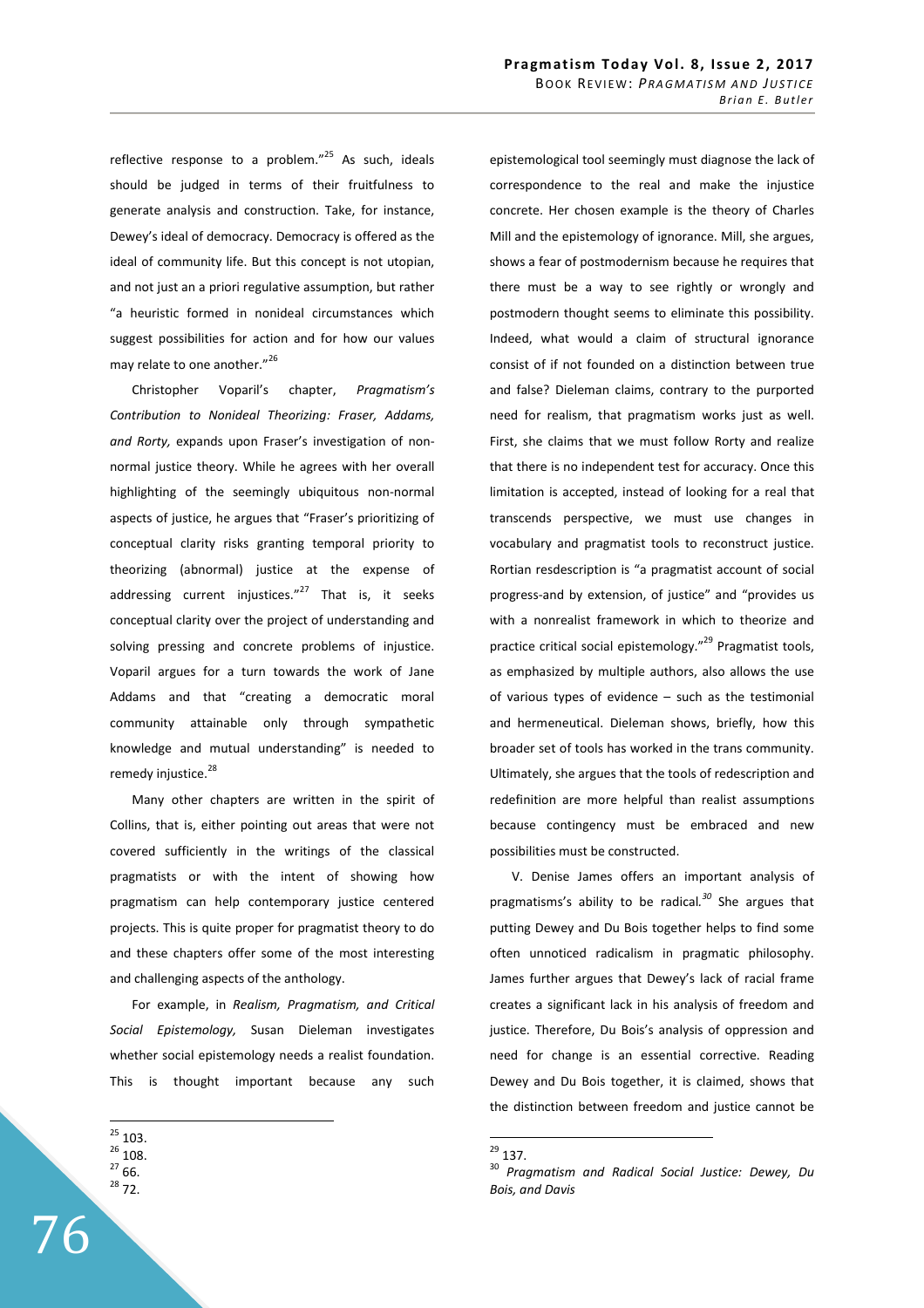reflective response to a problem."[25] As such, ideals should be judged in terms of their fruitfulness to generate analysis and construction. Take, for instance, Dewey's ideal of democracy. Democracy is offered as the ideal of community life. But this concept is not utopian, and not just an a priori regulative assumption, but rather "a heuristic formed in nonideal circumstances which suggest possibilities for action and for how our values may relate to one another."[26]

Christopher Voparil's chapter, *Pragmatism's Contribution to Nonideal Theorizing: Fraser, Addams, and Rorty,* expands upon Fraser's investigation of non-normal justice theory. While he agrees with her overall highlighting of the seemingly ubiquitous non-normal aspects of justice, he argues that "Fraser's prioritizing of conceptual clarity risks granting temporal priority to theorizing (abnormal) justice at the expense of addressing current injustices."[27] That is, it seeks conceptual clarity over the project of understanding and solving pressing and concrete problems of injustice. Voparil argues for a turn towards the work of Jane Addams and that "creating a democratic moral community attainable only through sympathetic knowledge and mutual understanding" is needed to remedy injustice.[28]

Many other chapters are written in the spirit of Collins, that is, either pointing out areas that were not covered sufficiently in the writings of the classical pragmatists or with the intent of showing how pragmatism can help contemporary justice centered projects. This is quite proper for pragmatist theory to do and these chapters offer some of the most interesting and challenging aspects of the anthology.

For example, in *Realism, Pragmatism, and Critical Social Epistemology,* Susan Dieleman investigates whether social epistemology needs a realist foundation. This is thought important because any such epistemological tool seemingly must diagnose the lack of correspondence to the real and make the injustice concrete. Her chosen example is the theory of Charles Mill and the epistemology of ignorance. Mill, she argues, shows a fear of postmodernism because he requires that there must be a way to see rightly or wrongly and postmodern thought seems to eliminate this possibility. Indeed, what would a claim of structural ignorance consist of if not founded on a distinction between true and false? Dieleman claims, contrary to the purported need for realism, that pragmatism works just as well. First, she claims that we must follow Rorty and realize that there is no independent test for accuracy. Once this limitation is accepted, instead of looking for a real that transcends perspective, we must use changes in vocabulary and pragmatist tools to reconstruct justice. Rortian resdescription is "a pragmatist account of social progress-and by extension, of justice" and "provides us with a nonrealist framework in which to theorize and practice critical social epistemology."[29] Pragmatist tools, as emphasized by multiple authors, also allows the use of various types of evidence – such as the testimonial and hermeneutical. Dieleman shows, briefly, how this broader set of tools has worked in the trans community. Ultimately, she argues that the tools of redescription and redefinition are more helpful than realist assumptions because contingency must be embraced and new possibilities must be constructed.

V. Denise James offers an important analysis of pragmatisms's ability to be radical.[30] She argues that putting Dewey and Du Bois together helps to find some often unnoticed radicalism in pragmatic philosophy. James further argues that Dewey's lack of racial frame creates a significant lack in his analysis of freedom and justice. Therefore, Du Bois's analysis of oppression and need for change is an essential corrective. Reading Dewey and Du Bois together, it is claimed, shows that the distinction between freedom and justice cannot be

---

[25] 103.
[26] 108.
[27] 66.
[28] 72.
[29] 137.
[30] *Pragmatism and Radical Social Justice: Dewey, Du Bois, and Davis*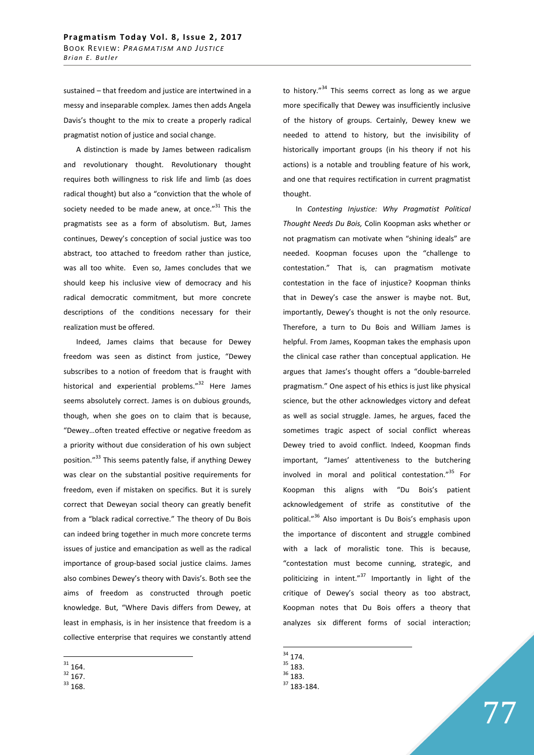sustained – that freedom and justice are intertwined in a messy and inseparable complex. James then adds Angela Davis's thought to the mix to create a properly radical pragmatist notion of justice and social change.

A distinction is made by James between radicalism and revolutionary thought. Revolutionary thought requires both willingness to risk life and limb (as does radical thought) but also a "conviction that the whole of society needed to be made anew, at once."[31] This the pragmatists see as a form of absolutism. But, James continues, Dewey's conception of social justice was too abstract, too attached to freedom rather than justice, was all too white. Even so, James concludes that we should keep his inclusive view of democracy and his radical democratic commitment, but more concrete descriptions of the conditions necessary for their realization must be offered.

Indeed, James claims that because for Dewey freedom was seen as distinct from justice, "Dewey subscribes to a notion of freedom that is fraught with historical and experiential problems."[32] Here James seems absolutely correct. James is on dubious grounds, though, when she goes on to claim that is because, "Dewey…often treated effective or negative freedom as a priority without due consideration of his own subject position."[33] This seems patently false, if anything Dewey was clear on the substantial positive requirements for freedom, even if mistaken on specifics. But it is surely correct that Deweyan social theory can greatly benefit from a "black radical corrective." The theory of Du Bois can indeed bring together in much more concrete terms issues of justice and emancipation as well as the radical importance of group-based social justice claims. James also combines Dewey's theory with Davis's. Both see the aims of freedom as constructed through poetic knowledge. But, "Where Davis differs from Dewey, at least in emphasis, is in her insistence that freedom is a collective enterprise that requires we constantly attend to history."[34] This seems correct as long as we argue more specifically that Dewey was insufficiently inclusive of the history of groups. Certainly, Dewey knew we needed to attend to history, but the invisibility of historically important groups (in his theory if not his actions) is a notable and troubling feature of his work, and one that requires rectification in current pragmatist thought.

In *Contesting Injustice: Why Pragmatist Political Thought Needs Du Bois,* Colin Koopman asks whether or not pragmatism can motivate when "shining ideals" are needed. Koopman focuses upon the "challenge to contestation." That is, can pragmatism motivate contestation in the face of injustice? Koopman thinks that in Dewey's case the answer is maybe not. But, importantly, Dewey's thought is not the only resource. Therefore, a turn to Du Bois and William James is helpful. From James, Koopman takes the emphasis upon the clinical case rather than conceptual application. He argues that James's thought offers a "double-barreled pragmatism." One aspect of his ethics is just like physical science, but the other acknowledges victory and defeat as well as social struggle. James, he argues, faced the sometimes tragic aspect of social conflict whereas Dewey tried to avoid conflict. Indeed, Koopman finds important, "James' attentiveness to the butchering involved in moral and political contestation."[35] For Koopman this aligns with "Du Bois's patient acknowledgement of strife as constitutive of the political."[36] Also important is Du Bois's emphasis upon the importance of discontent and struggle combined with a lack of moralistic tone. This is because, "contestation must become cunning, strategic, and politicizing in intent."[37] Importantly in light of the critique of Dewey's social theory as too abstract, Koopman notes that Du Bois offers a theory that analyzes six different forms of social interaction;

---

[31] 164.

[32] 167.

[33] 168.

[34] 174.

[35] 183.

[36] 183.

[37] 183-184.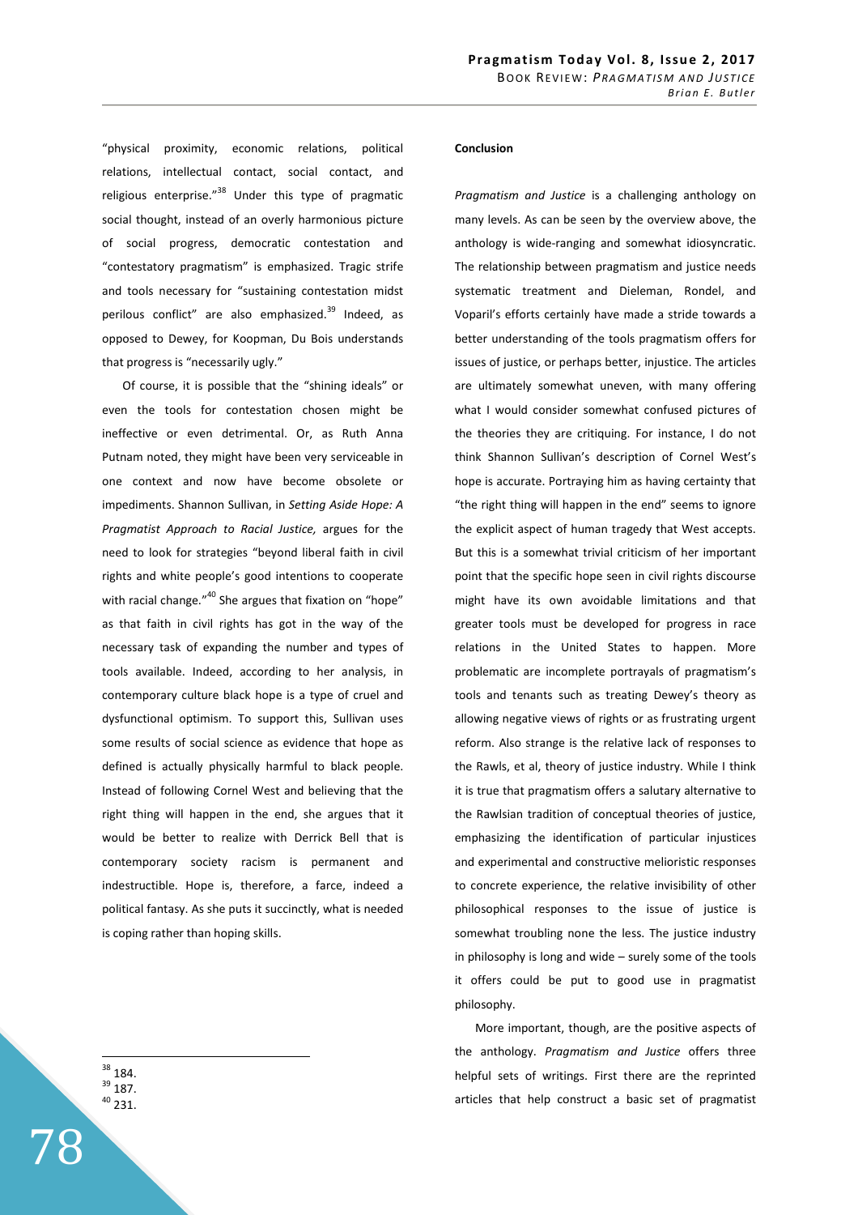"physical proximity, economic relations, political relations, intellectual contact, social contact, and religious enterprise."[38] Under this type of pragmatic social thought, instead of an overly harmonious picture of social progress, democratic contestation and "contestatory pragmatism" is emphasized. Tragic strife and tools necessary for "sustaining contestation midst perilous conflict" are also emphasized.[39] Indeed, as opposed to Dewey, for Koopman, Du Bois understands that progress is "necessarily ugly."

Of course, it is possible that the "shining ideals" or even the tools for contestation chosen might be ineffective or even detrimental. Or, as Ruth Anna Putnam noted, they might have been very serviceable in one context and now have become obsolete or impediments. Shannon Sullivan, in *Setting Aside Hope: A Pragmatist Approach to Racial Justice,* argues for the need to look for strategies "beyond liberal faith in civil rights and white people's good intentions to cooperate with racial change."[40] She argues that fixation on "hope" as that faith in civil rights has got in the way of the necessary task of expanding the number and types of tools available. Indeed, according to her analysis, in contemporary culture black hope is a type of cruel and dysfunctional optimism. To support this, Sullivan uses some results of social science as evidence that hope as defined is actually physically harmful to black people. Instead of following Cornel West and believing that the right thing will happen in the end, she argues that it would be better to realize with Derrick Bell that is contemporary society racism is permanent and indestructible. Hope is, therefore, a farce, indeed a political fantasy. As she puts it succinctly, what is needed is coping rather than hoping skills.

**Conclusion**

*Pragmatism and Justice* is a challenging anthology on many levels. As can be seen by the overview above, the anthology is wide-ranging and somewhat idiosyncratic. The relationship between pragmatism and justice needs systematic treatment and Dieleman, Rondel, and Voparil's efforts certainly have made a stride towards a better understanding of the tools pragmatism offers for issues of justice, or perhaps better, injustice. The articles are ultimately somewhat uneven, with many offering what I would consider somewhat confused pictures of the theories they are critiquing. For instance, I do not think Shannon Sullivan's description of Cornel West's hope is accurate. Portraying him as having certainty that "the right thing will happen in the end" seems to ignore the explicit aspect of human tragedy that West accepts. But this is a somewhat trivial criticism of her important point that the specific hope seen in civil rights discourse might have its own avoidable limitations and that greater tools must be developed for progress in race relations in the United States to happen. More problematic are incomplete portrayals of pragmatism's tools and tenants such as treating Dewey's theory as allowing negative views of rights or as frustrating urgent reform. Also strange is the relative lack of responses to the Rawls, et al, theory of justice industry. While I think it is true that pragmatism offers a salutary alternative to the Rawlsian tradition of conceptual theories of justice, emphasizing the identification of particular injustices and experimental and constructive melioristic responses to concrete experience, the relative invisibility of other philosophical responses to the issue of justice is somewhat troubling none the less. The justice industry in philosophy is long and wide – surely some of the tools it offers could be put to good use in pragmatist philosophy.

More important, though, are the positive aspects of the anthology. *Pragmatism and Justice* offers three helpful sets of writings. First there are the reprinted articles that help construct a basic set of pragmatist

---

[38] 184.

[39] 187.

[40] 231.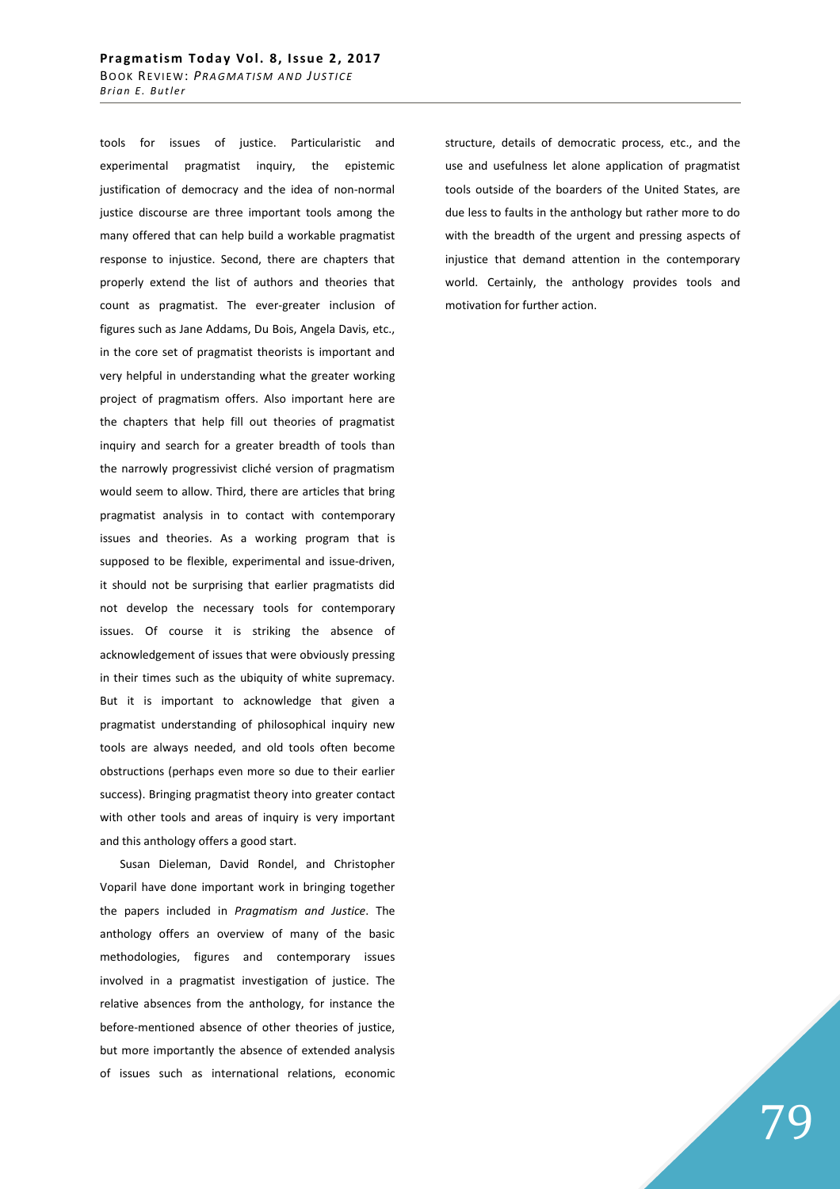tools for issues of justice. Particularistic and experimental pragmatist inquiry, the epistemic justification of democracy and the idea of non-normal justice discourse are three important tools among the many offered that can help build a workable pragmatist response to injustice. Second, there are chapters that properly extend the list of authors and theories that count as pragmatist. The ever-greater inclusion of figures such as Jane Addams, Du Bois, Angela Davis, etc., in the core set of pragmatist theorists is important and very helpful in understanding what the greater working project of pragmatism offers. Also important here are the chapters that help fill out theories of pragmatist inquiry and search for a greater breadth of tools than the narrowly progressivist cliché version of pragmatism would seem to allow. Third, there are articles that bring pragmatist analysis in to contact with contemporary issues and theories. As a working program that is supposed to be flexible, experimental and issue-driven, it should not be surprising that earlier pragmatists did not develop the necessary tools for contemporary issues. Of course it is striking the absence of acknowledgement of issues that were obviously pressing in their times such as the ubiquity of white supremacy. But it is important to acknowledge that given a pragmatist understanding of philosophical inquiry new tools are always needed, and old tools often become obstructions (perhaps even more so due to their earlier success). Bringing pragmatist theory into greater contact with other tools and areas of inquiry is very important and this anthology offers a good start.

Susan Dieleman, David Rondel, and Christopher Voparil have done important work in bringing together the papers included in *Pragmatism and Justice*. The anthology offers an overview of many of the basic methodologies, figures and contemporary issues involved in a pragmatist investigation of justice. The relative absences from the anthology, for instance the before-mentioned absence of other theories of justice, but more importantly the absence of extended analysis of issues such as international relations, economic structure, details of democratic process, etc., and the use and usefulness let alone application of pragmatist tools outside of the boarders of the United States, are due less to faults in the anthology but rather more to do with the breadth of the urgent and pressing aspects of injustice that demand attention in the contemporary world. Certainly, the anthology provides tools and motivation for further action.